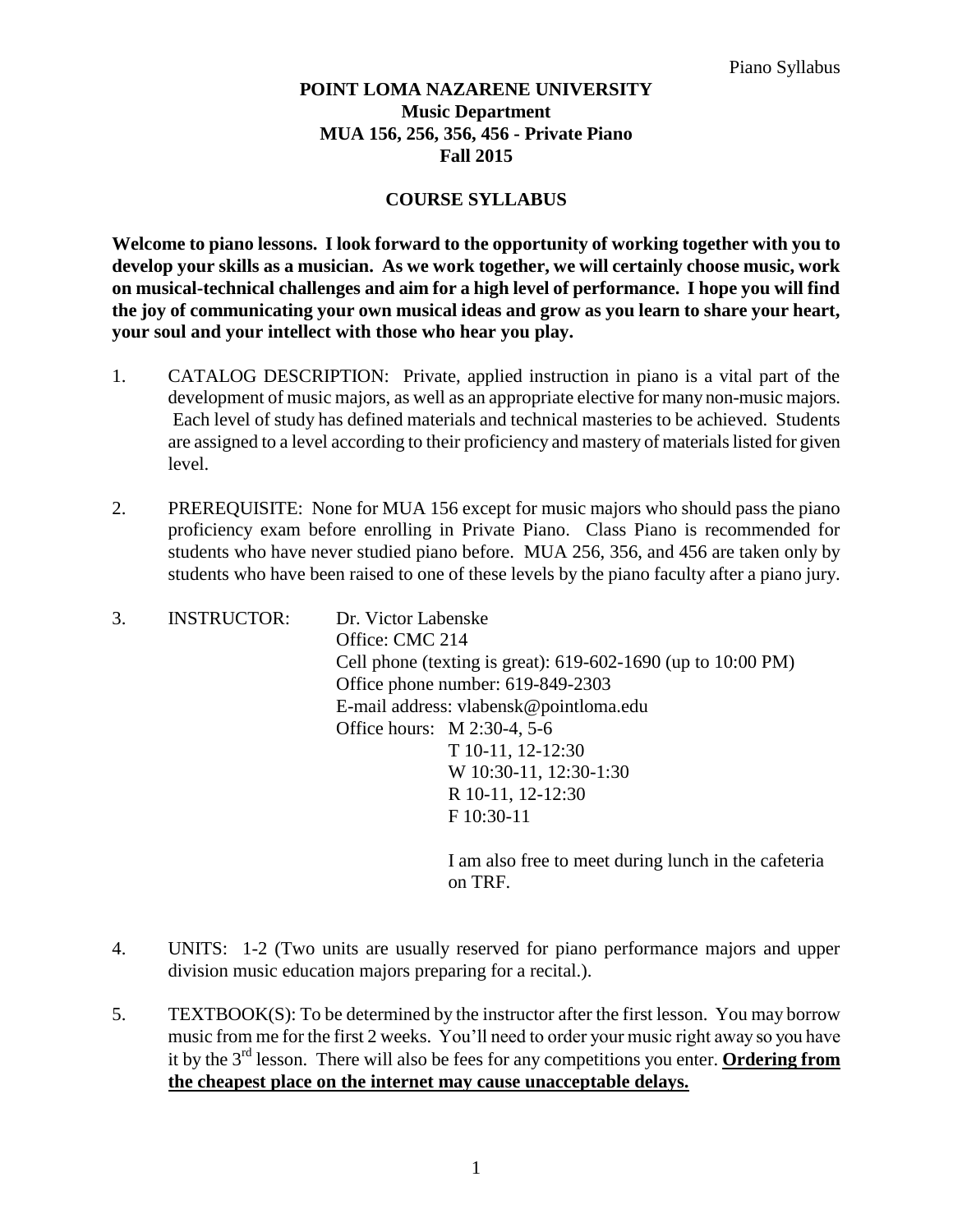# POINT LOMA NAZARENE UNIVERSITY
## Music Department
## MUA 156, 256, 356, 456 - Private Piano
## Fall 2015

## COURSE SYLLABUS

**Welcome to piano lessons. I look forward to the opportunity of working together with you to develop your skills as a musician. As we work together, we will certainly choose music, work on musical-technical challenges and aim for a high level of performance. I hope you will find the joy of communicating your own musical ideas and grow as you learn to share your heart, your soul and your intellect with those who hear you play.**

1. CATALOG DESCRIPTION: Private, applied instruction in piano is a vital part of the development of music majors, as well as an appropriate elective for many non-music majors. Each level of study has defined materials and technical masteries to be achieved. Students are assigned to a level according to their proficiency and mastery of materials listed for given level.

2. PREREQUISITE: None for MUA 156 except for music majors who should pass the piano proficiency exam before enrolling in Private Piano. Class Piano is recommended for students who have never studied piano before. MUA 256, 356, and 456 are taken only by students who have been raised to one of these levels by the piano faculty after a piano jury.

3. INSTRUCTOR: Dr. Victor Labenske
   Office: CMC 214
   Cell phone (texting is great): 619-602-1690 (up to 10:00 PM)
   Office phone number: 619-849-2303
   E-mail address: vlabensk@pointloma.edu
   Office hours: M 2:30-4, 5-6
   T 10-11, 12-12:30
   W 10:30-11, 12:30-1:30
   R 10-11, 12-12:30
   F 10:30-11

   I am also free to meet during lunch in the cafeteria on TRF.

4. UNITS: 1-2 (Two units are usually reserved for piano performance majors and upper division music education majors preparing for a recital.).

5. TEXTBOOK(S): To be determined by the instructor after the first lesson. You may borrow music from me for the first 2 weeks. You'll need to order your music right away so you have it by the 3rd lesson. There will also be fees for any competitions you enter. **Ordering from the cheapest place on the internet may cause unacceptable delays.**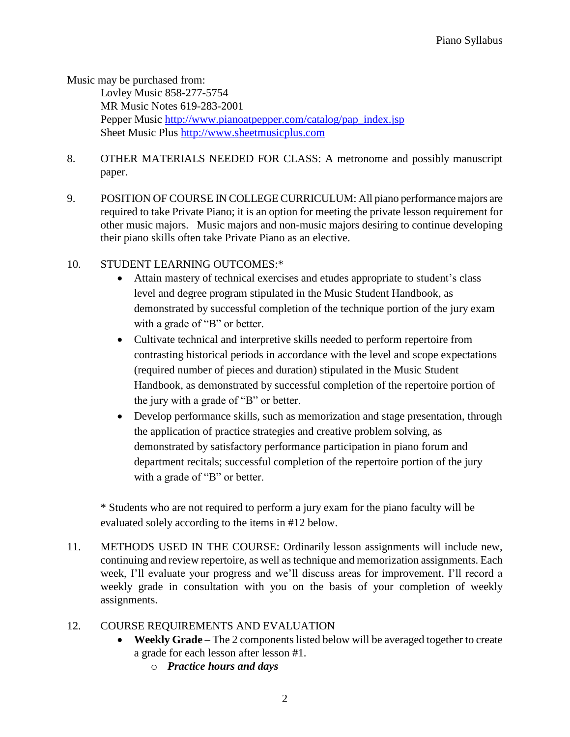Music may be purchased from:

Lovley Music 858-277-5754
MR Music Notes 619-283-2001
Pepper Music http://www.pianoatpepper.com/catalog/pap_index.jsp
Sheet Music Plus http://www.sheetmusicplus.com

8. OTHER MATERIALS NEEDED FOR CLASS: A metronome and possibly manuscript paper.

9. POSITION OF COURSE IN COLLEGE CURRICULUM: All piano performance majors are required to take Private Piano; it is an option for meeting the private lesson requirement for other music majors. Music majors and non-music majors desiring to continue developing their piano skills often take Private Piano as an elective.

10. STUDENT LEARNING OUTCOMES:*
    - Attain mastery of technical exercises and etudes appropriate to student's class level and degree program stipulated in the Music Student Handbook, as demonstrated by successful completion of the technique portion of the jury exam with a grade of "B" or better.
    - Cultivate technical and interpretive skills needed to perform repertoire from contrasting historical periods in accordance with the level and scope expectations (required number of pieces and duration) stipulated in the Music Student Handbook, as demonstrated by successful completion of the repertoire portion of the jury with a grade of "B" or better.
    - Develop performance skills, such as memorization and stage presentation, through the application of practice strategies and creative problem solving, as demonstrated by satisfactory performance participation in piano forum and department recitals; successful completion of the repertoire portion of the jury with a grade of "B" or better.

    * Students who are not required to perform a jury exam for the piano faculty will be evaluated solely according to the items in #12 below.

11. METHODS USED IN THE COURSE: Ordinarily lesson assignments will include new, continuing and review repertoire, as well as technique and memorization assignments. Each week, I'll evaluate your progress and we'll discuss areas for improvement. I'll record a weekly grade in consultation with you on the basis of your completion of weekly assignments.

12. COURSE REQUIREMENTS AND EVALUATION
    - **Weekly Grade** – The 2 components listed below will be averaged together to create a grade for each lesson after lesson #1.
        - ***Practice hours and days***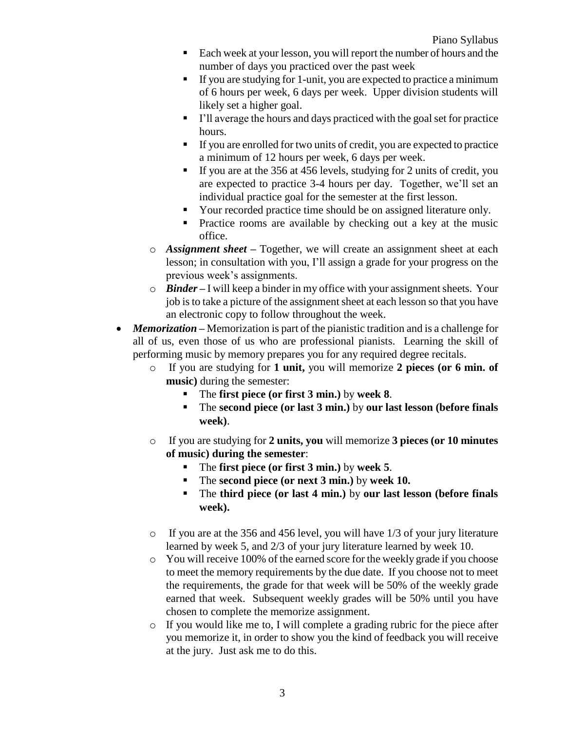- Each week at your lesson, you will report the number of hours and the number of days you practiced over the past week
        - If you are studying for 1-unit, you are expected to practice a minimum of 6 hours per week, 6 days per week. Upper division students will likely set a higher goal.
        - I'll average the hours and days practiced with the goal set for practice hours.
        - If you are enrolled for two units of credit, you are expected to practice a minimum of 12 hours per week, 6 days per week.
        - If you are at the 356 at 456 levels, studying for 2 units of credit, you are expected to practice 3-4 hours per day. Together, we'll set an individual practice goal for the semester at the first lesson.
        - Your recorded practice time should be on assigned literature only.
        - Practice rooms are available by checking out a key at the music office.
    - ***Assignment sheet*** – Together, we will create an assignment sheet at each lesson; in consultation with you, I'll assign a grade for your progress on the previous week's assignments.
    - ***Binder*** – I will keep a binder in my office with your assignment sheets. Your job is to take a picture of the assignment sheet at each lesson so that you have an electronic copy to follow throughout the week.
- ***Memorization*** – Memorization is part of the pianistic tradition and is a challenge for all of us, even those of us who are professional pianists. Learning the skill of performing music by memory prepares you for any required degree recitals.
    - If you are studying for **1 unit,** you will memorize **2 pieces (or 6 min. of music)** during the semester:
        - The **first piece (or first 3 min.)** by **week 8**.
        - The **second piece (or last 3 min.)** by **our last lesson (before finals week)**.
    - If you are studying for **2 units, you** will memorize **3 pieces (or 10 minutes of music) during the semester**:
        - The **first piece (or first 3 min.)** by **week 5**.
        - The **second piece (or next 3 min.)** by **week 10.**
        - The **third piece (or last 4 min.)** by **our last lesson (before finals week).**
    - If you are at the 356 and 456 level, you will have 1/3 of your jury literature learned by week 5, and 2/3 of your jury literature learned by week 10.
    - You will receive 100% of the earned score for the weekly grade if you choose to meet the memory requirements by the due date. If you choose not to meet the requirements, the grade for that week will be 50% of the weekly grade earned that week. Subsequent weekly grades will be 50% until you have chosen to complete the memorize assignment.
    - If you would like me to, I will complete a grading rubric for the piece after you memorize it, in order to show you the kind of feedback you will receive at the jury. Just ask me to do this.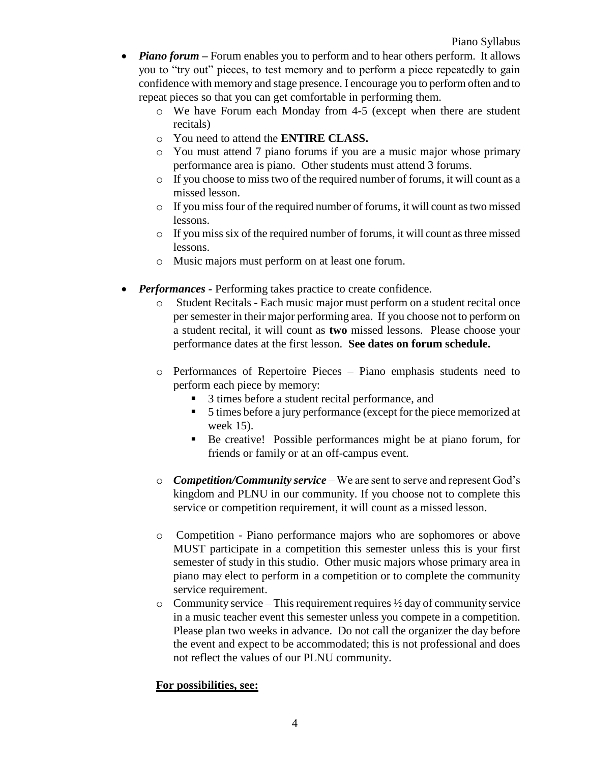- ***Piano forum*** **–** Forum enables you to perform and to hear others perform. It allows you to "try out" pieces, to test memory and to perform a piece repeatedly to gain confidence with memory and stage presence. I encourage you to perform often and to repeat pieces so that you can get comfortable in performing them.
  - We have Forum each Monday from 4-5 (except when there are student recitals)
  - You need to attend the **ENTIRE CLASS.**
  - You must attend 7 piano forums if you are a music major whose primary performance area is piano. Other students must attend 3 forums.
  - If you choose to miss two of the required number of forums, it will count as a missed lesson.
  - If you miss four of the required number of forums, it will count as two missed lessons.
  - If you miss six of the required number of forums, it will count as three missed lessons.
  - Music majors must perform on at least one forum.

- ***Performances*** **-** Performing takes practice to create confidence.
  - Student Recitals - Each music major must perform on a student recital once per semester in their major performing area. If you choose not to perform on a student recital, it will count as **two** missed lessons. Please choose your performance dates at the first lesson. **See dates on forum schedule.**

  - Performances of Repertoire Pieces – Piano emphasis students need to perform each piece by memory:
    - 3 times before a student recital performance, and
    - 5 times before a jury performance (except for the piece memorized at week 15).
    - Be creative! Possible performances might be at piano forum, for friends or family or at an off-campus event.

  - ***Competition/Community service*** – We are sent to serve and represent God's kingdom and PLNU in our community. If you choose not to complete this service or competition requirement, it will count as a missed lesson.

  - Competition - Piano performance majors who are sophomores or above MUST participate in a competition this semester unless this is your first semester of study in this studio. Other music majors whose primary area in piano may elect to perform in a competition or to complete the community service requirement.
  - Community service – This requirement requires ½ day of community service in a music teacher event this semester unless you compete in a competition. Please plan two weeks in advance. Do not call the organizer the day before the event and expect to be accommodated; this is not professional and does not reflect the values of our PLNU community.

  **For possibilities, see:**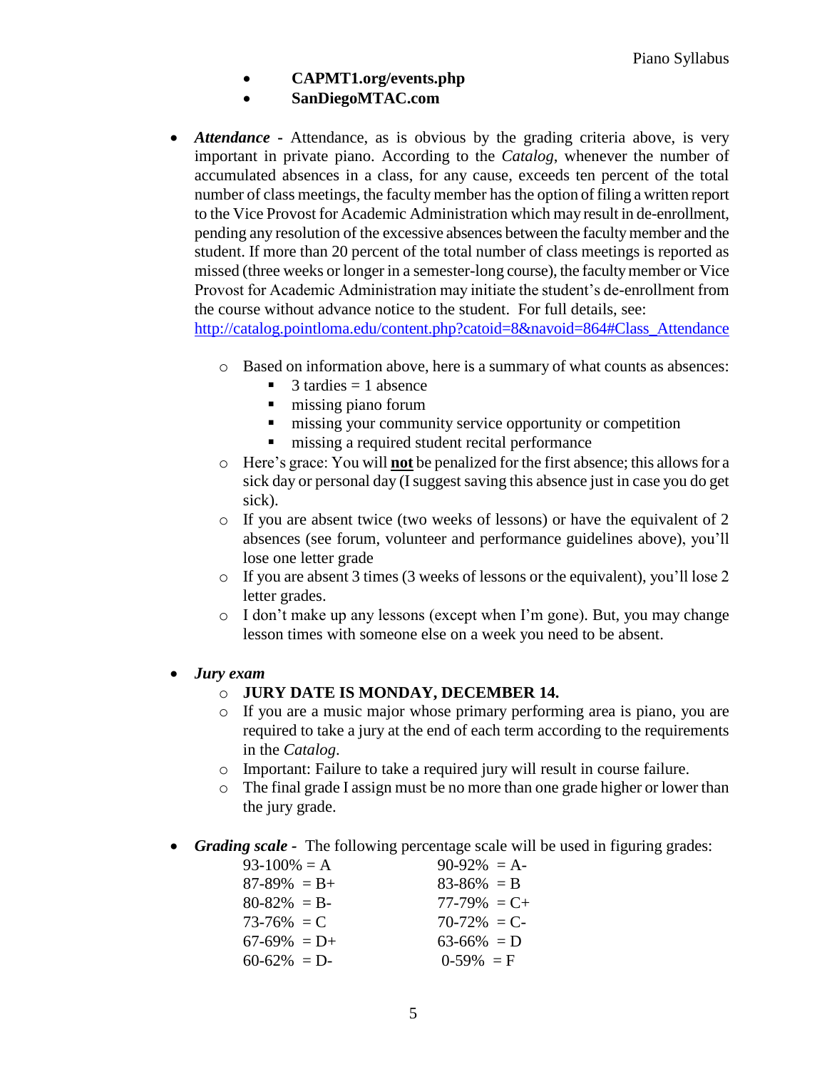- **CAPMT1.org/events.php**
- **SanDiegoMTAC.com**

- ***Attendance* -** Attendance, as is obvious by the grading criteria above, is very important in private piano. According to the *Catalog*, whenever the number of accumulated absences in a class, for any cause, exceeds ten percent of the total number of class meetings, the faculty member has the option of filing a written report to the Vice Provost for Academic Administration which may result in de-enrollment, pending any resolution of the excessive absences between the faculty member and the student. If more than 20 percent of the total number of class meetings is reported as missed (three weeks or longer in a semester-long course), the faculty member or Vice Provost for Academic Administration may initiate the student's de-enrollment from the course without advance notice to the student. For full details, see: http://catalog.pointloma.edu/content.php?catoid=8&navoid=864#Class_Attendance
  - Based on information above, here is a summary of what counts as absences:
    - 3 tardies = 1 absence
    - missing piano forum
    - missing your community service opportunity or competition
    - missing a required student recital performance
  - Here's grace: You will <u>**not**</u> be penalized for the first absence; this allows for a sick day or personal day (I suggest saving this absence just in case you do get sick).
  - If you are absent twice (two weeks of lessons) or have the equivalent of 2 absences (see forum, volunteer and performance guidelines above), you'll lose one letter grade
  - If you are absent 3 times (3 weeks of lessons or the equivalent), you'll lose 2 letter grades.
  - I don't make up any lessons (except when I'm gone). But, you may change lesson times with someone else on a week you need to be absent.

- ***Jury exam***
  - **JURY DATE IS MONDAY, DECEMBER 14.**
  - If you are a music major whose primary performing area is piano, you are required to take a jury at the end of each term according to the requirements in the *Catalog*.
  - Important: Failure to take a required jury will result in course failure.
  - The final grade I assign must be no more than one grade higher or lower than the jury grade.

- ***Grading scale* -** The following percentage scale will be used in figuring grades:

| | |
|---|---|
| 93-100% = A | 90-92% = A- |
| 87-89% = B+ | 83-86% = B |
| 80-82% = B- | 77-79% = C+ |
| 73-76% = C | 70-72% = C- |
| 67-69% = D+ | 63-66% = D |
| 60-62% = D- | 0-59% = F |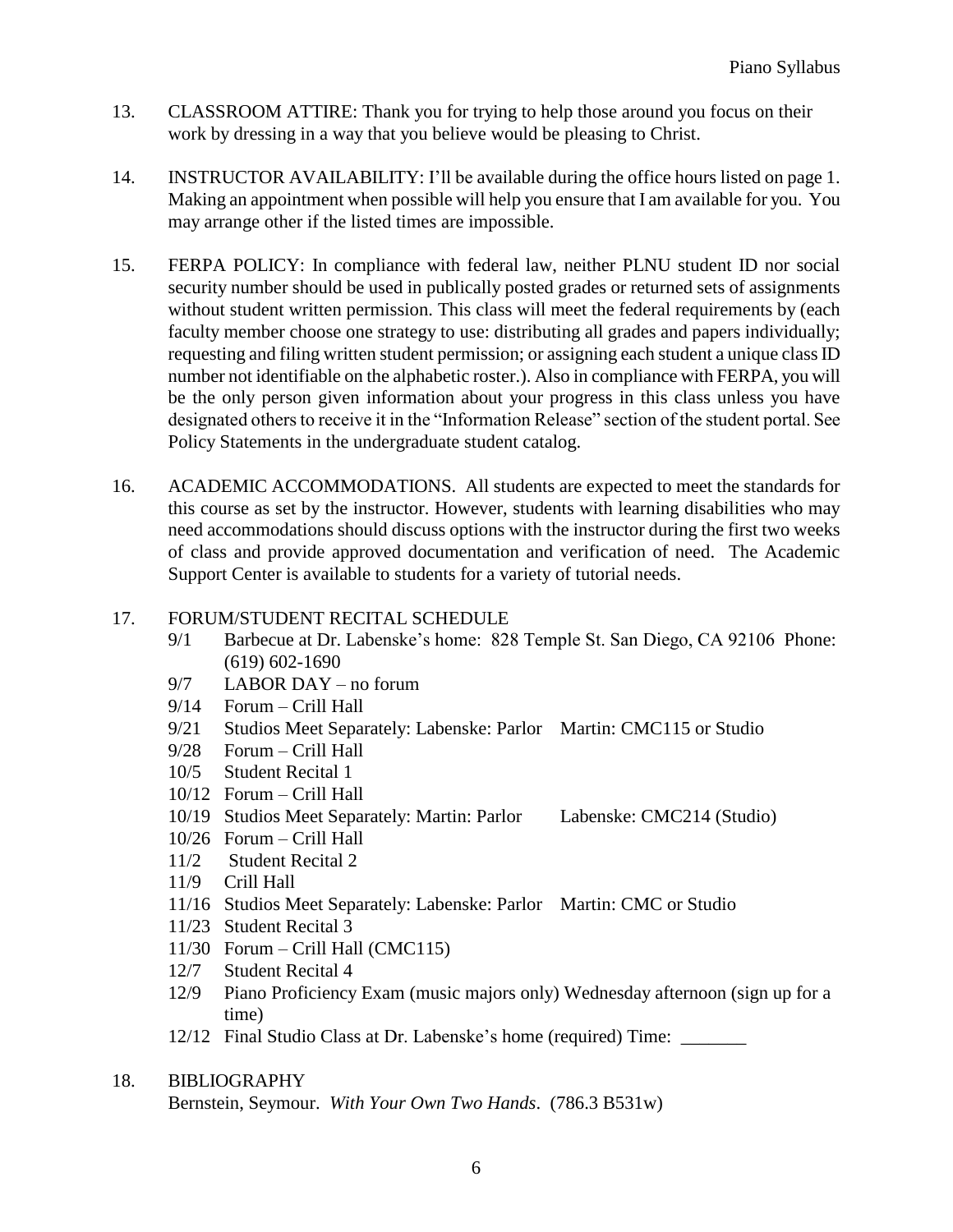13. CLASSROOM ATTIRE: Thank you for trying to help those around you focus on their work by dressing in a way that you believe would be pleasing to Christ.

14. INSTRUCTOR AVAILABILITY: I'll be available during the office hours listed on page 1. Making an appointment when possible will help you ensure that I am available for you. You may arrange other if the listed times are impossible.

15. FERPA POLICY: In compliance with federal law, neither PLNU student ID nor social security number should be used in publically posted grades or returned sets of assignments without student written permission. This class will meet the federal requirements by (each faculty member choose one strategy to use: distributing all grades and papers individually; requesting and filing written student permission; or assigning each student a unique class ID number not identifiable on the alphabetic roster.). Also in compliance with FERPA, you will be the only person given information about your progress in this class unless you have designated others to receive it in the "Information Release" section of the student portal. See Policy Statements in the undergraduate student catalog.

16. ACADEMIC ACCOMMODATIONS. All students are expected to meet the standards for this course as set by the instructor. However, students with learning disabilities who may need accommodations should discuss options with the instructor during the first two weeks of class and provide approved documentation and verification of need. The Academic Support Center is available to students for a variety of tutorial needs.

17. FORUM/STUDENT RECITAL SCHEDULE
    - 9/1 Barbecue at Dr. Labenske's home: 828 Temple St. San Diego, CA 92106 Phone: (619) 602-1690
    - 9/7 LABOR DAY – no forum
    - 9/14 Forum – Crill Hall
    - 9/21 Studios Meet Separately: Labenske: Parlor Martin: CMC115 or Studio
    - 9/28 Forum – Crill Hall
    - 10/5 Student Recital 1
    - 10/12 Forum – Crill Hall
    - 10/19 Studios Meet Separately: Martin: Parlor Labenske: CMC214 (Studio)
    - 10/26 Forum – Crill Hall
    - 11/2 Student Recital 2
    - 11/9 Crill Hall
    - 11/16 Studios Meet Separately: Labenske: Parlor Martin: CMC or Studio
    - 11/23 Student Recital 3
    - 11/30 Forum – Crill Hall (CMC115)
    - 12/7 Student Recital 4
    - 12/9 Piano Proficiency Exam (music majors only) Wednesday afternoon (sign up for a time)
    - 12/12 Final Studio Class at Dr. Labenske's home (required) Time: _______

18. BIBLIOGRAPHY

    Bernstein, Seymour. *With Your Own Two Hands*. (786.3 B531w)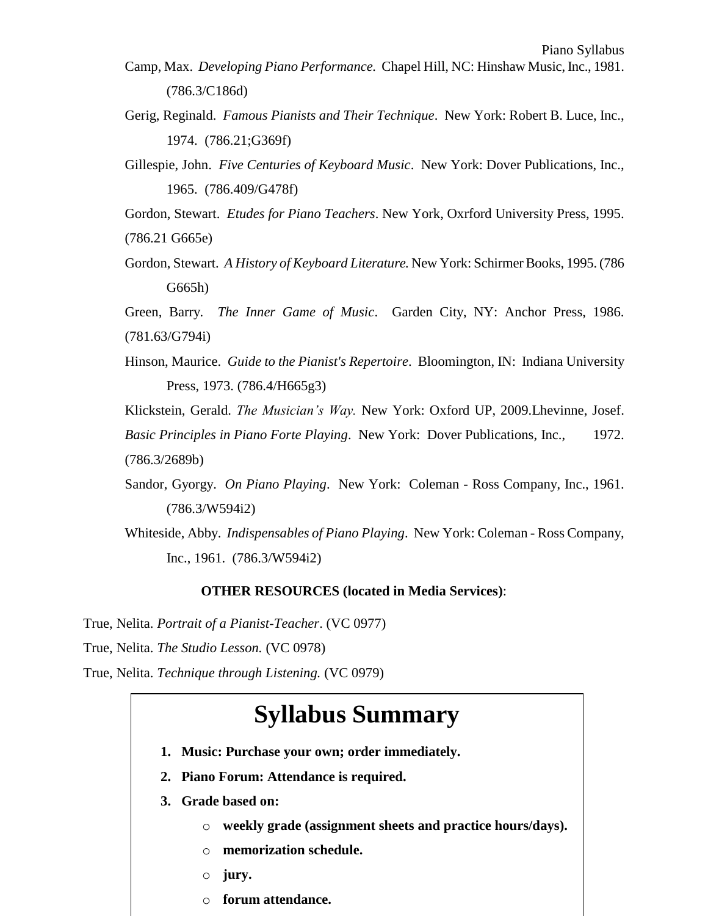Camp, Max. *Developing Piano Performance.* Chapel Hill, NC: Hinshaw Music, Inc., 1981. (786.3/C186d)

Gerig, Reginald. *Famous Pianists and Their Technique*. New York: Robert B. Luce, Inc., 1974. (786.21;G369f)

Gillespie, John. *Five Centuries of Keyboard Music*. New York: Dover Publications, Inc., 1965. (786.409/G478f)

Gordon, Stewart. *Etudes for Piano Teachers*. New York, Oxrford University Press, 1995. (786.21 G665e)

Gordon, Stewart. *A History of Keyboard Literature.* New York: Schirmer Books, 1995. (786 G665h)

Green, Barry. *The Inner Game of Music*. Garden City, NY: Anchor Press, 1986. (781.63/G794i)

Hinson, Maurice. *Guide to the Pianist's Repertoire*. Bloomington, IN: Indiana University Press, 1973. (786.4/H665g3)

Klickstein, Gerald. *The Musician's Way.* New York: Oxford UP, 2009.Lhevinne, Josef. *Basic Principles in Piano Forte Playing*. New York: Dover Publications, Inc., 1972. (786.3/2689b)

Sandor, Gyorgy. *On Piano Playing*. New York: Coleman - Ross Company, Inc., 1961. (786.3/W594i2)

Whiteside, Abby. *Indispensables of Piano Playing*. New York: Coleman - Ross Company, Inc., 1961. (786.3/W594i2)

**OTHER RESOURCES (located in Media Services)**:

True, Nelita. *Portrait of a Pianist-Teacher*. (VC 0977)

True, Nelita. *The Studio Lesson.* (VC 0978)

True, Nelita. *Technique through Listening.* (VC 0979)

# Syllabus Summary

1. **Music: Purchase your own; order immediately.**
2. **Piano Forum: Attendance is required.**
3. **Grade based on:**
   - **weekly grade (assignment sheets and practice hours/days).**
   - **memorization schedule.**
   - **jury.**
   - **forum attendance.**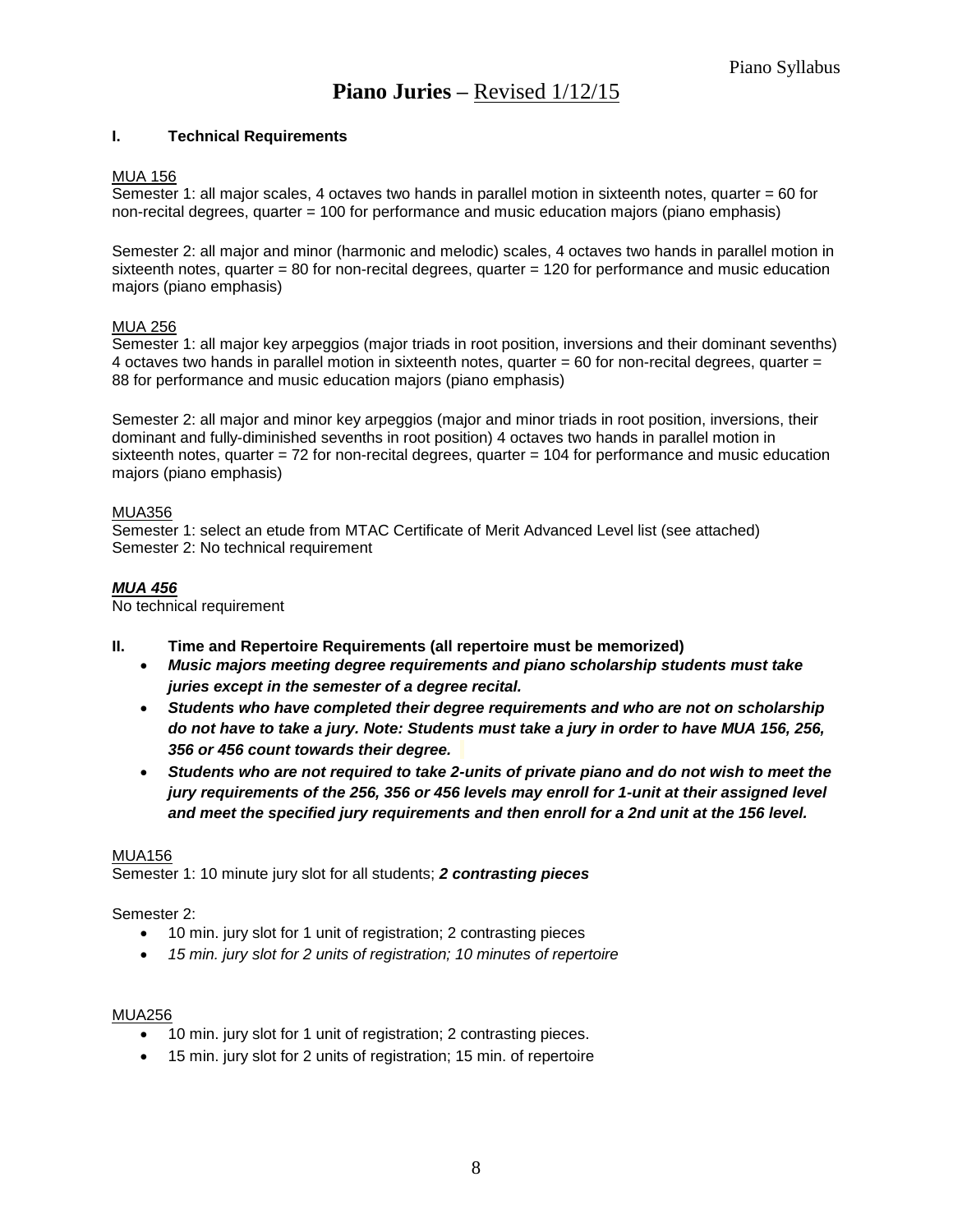# Piano Juries – Revised 1/12/15

## I. Technical Requirements

MUA 156

Semester 1: all major scales, 4 octaves two hands in parallel motion in sixteenth notes, quarter = 60 for non-recital degrees, quarter = 100 for performance and music education majors (piano emphasis)

Semester 2: all major and minor (harmonic and melodic) scales, 4 octaves two hands in parallel motion in sixteenth notes, quarter = 80 for non-recital degrees, quarter = 120 for performance and music education majors (piano emphasis)

MUA 256

Semester 1: all major key arpeggios (major triads in root position, inversions and their dominant sevenths) 4 octaves two hands in parallel motion in sixteenth notes, quarter = 60 for non-recital degrees, quarter = 88 for performance and music education majors (piano emphasis)

Semester 2: all major and minor key arpeggios (major and minor triads in root position, inversions, their dominant and fully-diminished sevenths in root position) 4 octaves two hands in parallel motion in sixteenth notes, quarter = 72 for non-recital degrees, quarter = 104 for performance and music education majors (piano emphasis)

MUA356

Semester 1: select an etude from MTAC Certificate of Merit Advanced Level list (see attached)
Semester 2: No technical requirement

***MUA 456***

No technical requirement

## II. Time and Repertoire Requirements (all repertoire must be memorized)

- ***Music majors meeting degree requirements and piano scholarship students must take juries except in the semester of a degree recital.***
- ***Students who have completed their degree requirements and who are not on scholarship do not have to take a jury. Note: Students must take a jury in order to have MUA 156, 256, 356 or 456 count towards their degree.***
- ***Students who are not required to take 2-units of private piano and do not wish to meet the jury requirements of the 256, 356 or 456 levels may enroll for 1-unit at their assigned level and meet the specified jury requirements and then enroll for a 2nd unit at the 156 level.***

MUA156

Semester 1: 10 minute jury slot for all students; ***2 contrasting pieces***

Semester 2:

- 10 min. jury slot for 1 unit of registration; 2 contrasting pieces
- *15 min. jury slot for 2 units of registration; 10 minutes of repertoire*

MUA256

- 10 min. jury slot for 1 unit of registration; 2 contrasting pieces.
- 15 min. jury slot for 2 units of registration; 15 min. of repertoire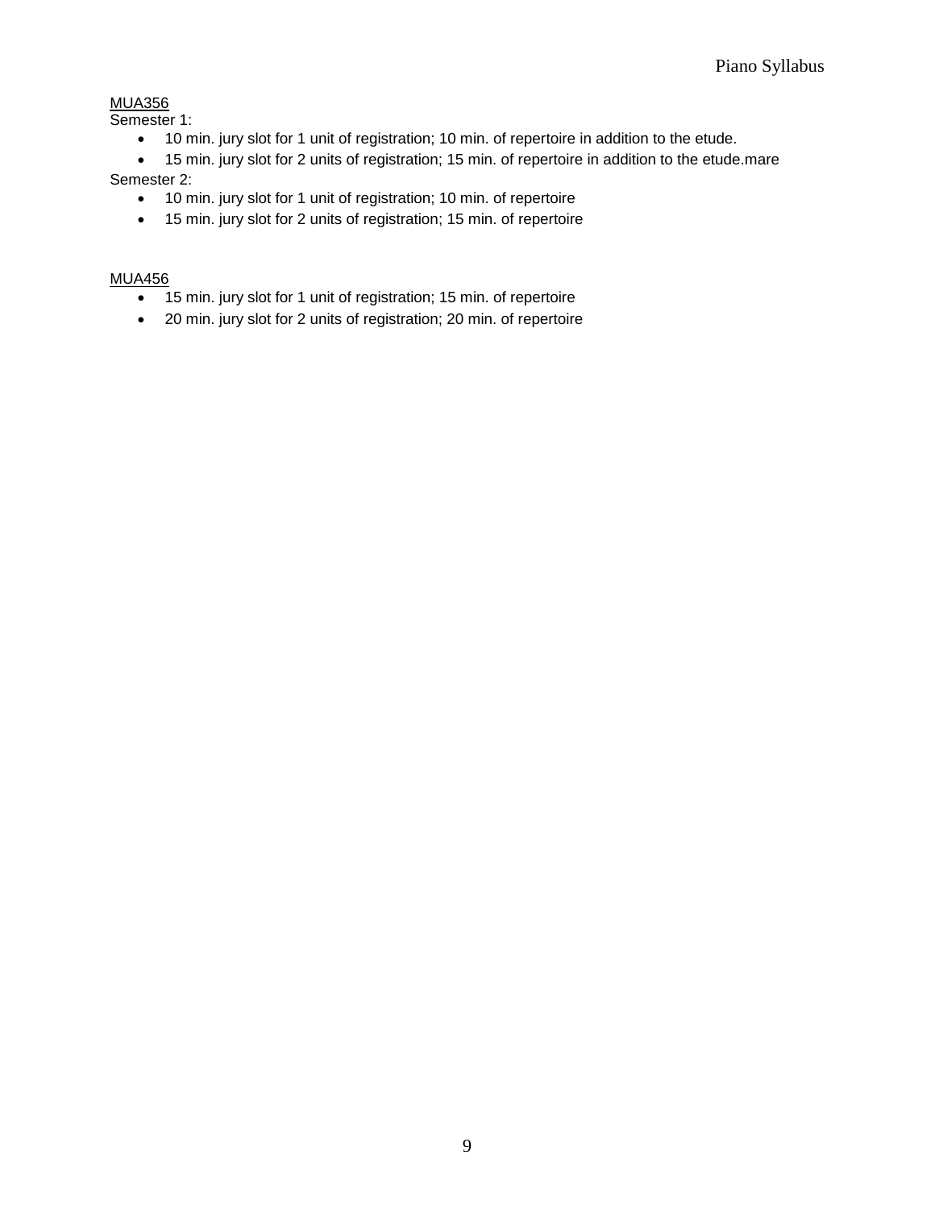<u>MUA356</u>

Semester 1:

- 10 min. jury slot for 1 unit of registration; 10 min. of repertoire in addition to the etude.
- 15 min. jury slot for 2 units of registration; 15 min. of repertoire in addition to the etude.mare

Semester 2:

- 10 min. jury slot for 1 unit of registration; 10 min. of repertoire
- 15 min. jury slot for 2 units of registration; 15 min. of repertoire

<u>MUA456</u>

- 15 min. jury slot for 1 unit of registration; 15 min. of repertoire
- 20 min. jury slot for 2 units of registration; 20 min. of repertoire